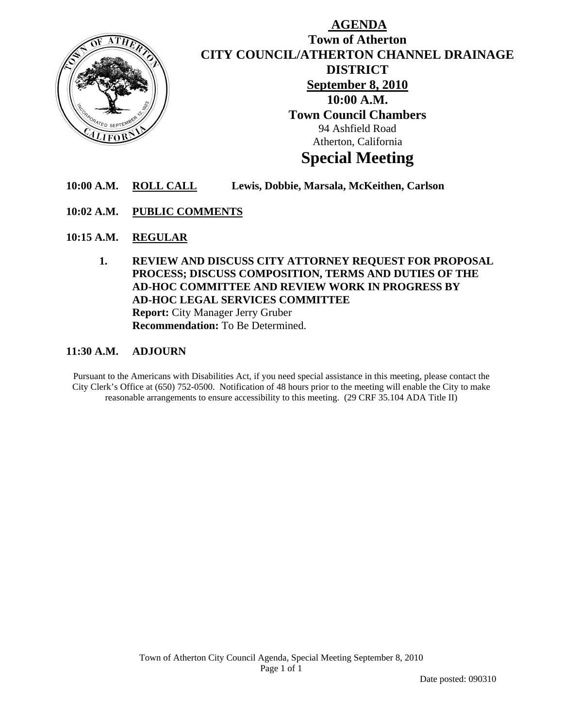# AGENDA

## Town of Atherton
## CITY COUNCIL/ATHERTON CHANNEL DRAINAGE DISTRICT

**September 8, 2010**
**10:00 A.M.**
**Town Council Chambers**
94 Ashfield Road
Atherton, California

# Special Meeting

**10:00 A.M. ROLL CALL** **Lewis, Dobbie, Marsala, McKeithen, Carlson**

**10:02 A.M. PUBLIC COMMENTS**

**10:15 A.M. REGULAR**

**1. REVIEW AND DISCUSS CITY ATTORNEY REQUEST FOR PROPOSAL PROCESS; DISCUSS COMPOSITION, TERMS AND DUTIES OF THE AD-HOC COMMITTEE AND REVIEW WORK IN PROGRESS BY AD-HOC LEGAL SERVICES COMMITTEE**
**Report:** City Manager Jerry Gruber
**Recommendation:** To Be Determined.

**11:30 A.M. ADJOURN**

Pursuant to the Americans with Disabilities Act, if you need special assistance in this meeting, please contact the City Clerk's Office at (650) 752-0500. Notification of 48 hours prior to the meeting will enable the City to make reasonable arrangements to ensure accessibility to this meeting. (29 CRF 35.104 ADA Title II)

Date posted: 090310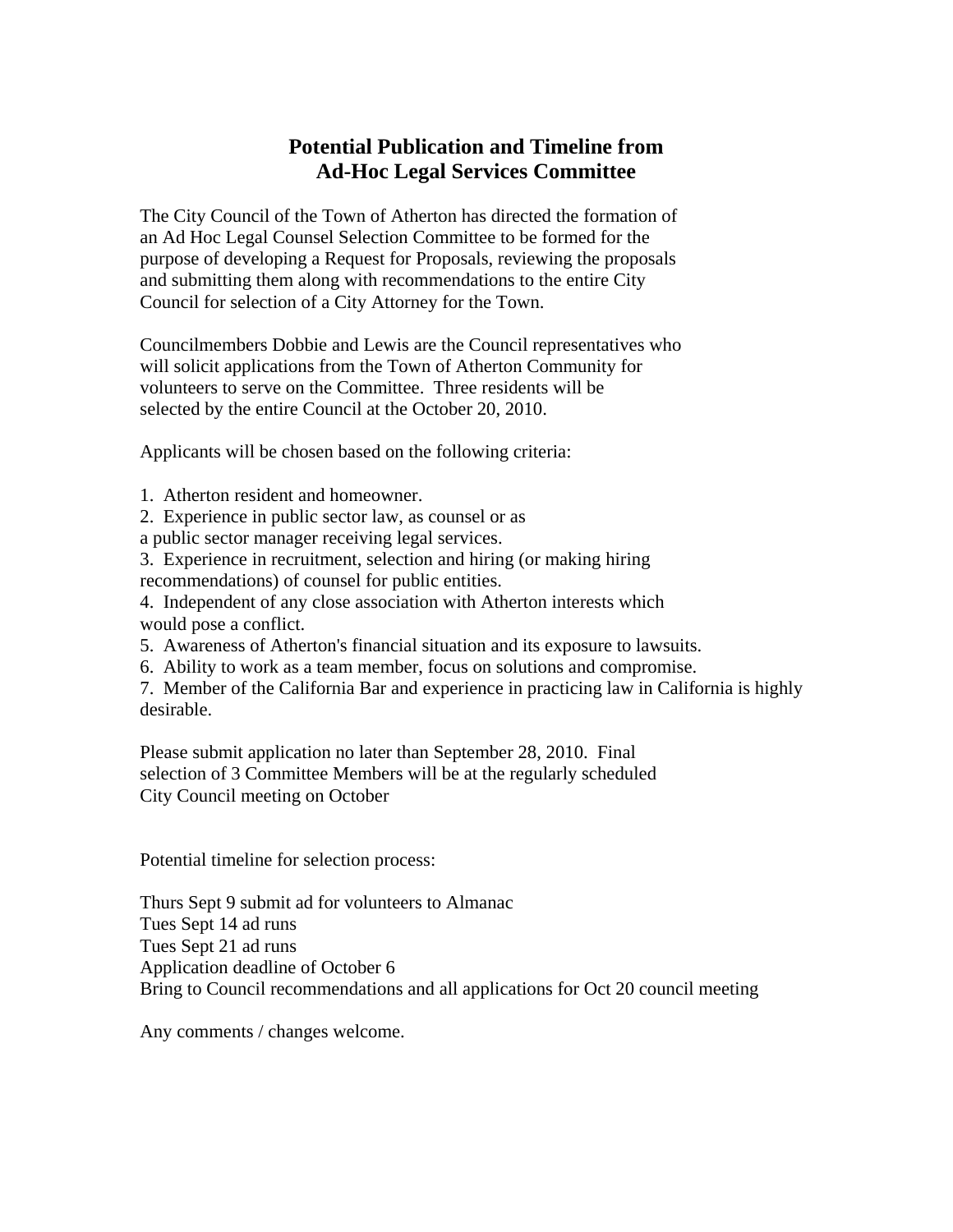# Potential Publication and Timeline from Ad-Hoc Legal Services Committee

The City Council of the Town of Atherton has directed the formation of an Ad Hoc Legal Counsel Selection Committee to be formed for the purpose of developing a Request for Proposals, reviewing the proposals and submitting them along with recommendations to the entire City Council for selection of a City Attorney for the Town.

Councilmembers Dobbie and Lewis are the Council representatives who will solicit applications from the Town of Atherton Community for volunteers to serve on the Committee. Three residents will be selected by the entire Council at the October 20, 2010.

Applicants will be chosen based on the following criteria:

1. Atherton resident and homeowner.
2. Experience in public sector law, as counsel or as a public sector manager receiving legal services.
3. Experience in recruitment, selection and hiring (or making hiring recommendations) of counsel for public entities.
4. Independent of any close association with Atherton interests which would pose a conflict.
5. Awareness of Atherton's financial situation and its exposure to lawsuits.
6. Ability to work as a team member, focus on solutions and compromise.
7. Member of the California Bar and experience in practicing law in California is highly desirable.

Please submit application no later than September 28, 2010. Final selection of 3 Committee Members will be at the regularly scheduled City Council meeting on October

Potential timeline for selection process:

Thurs Sept 9 submit ad for volunteers to Almanac
Tues Sept 14 ad runs
Tues Sept 21 ad runs
Application deadline of October 6
Bring to Council recommendations and all applications for Oct 20 council meeting

Any comments / changes welcome.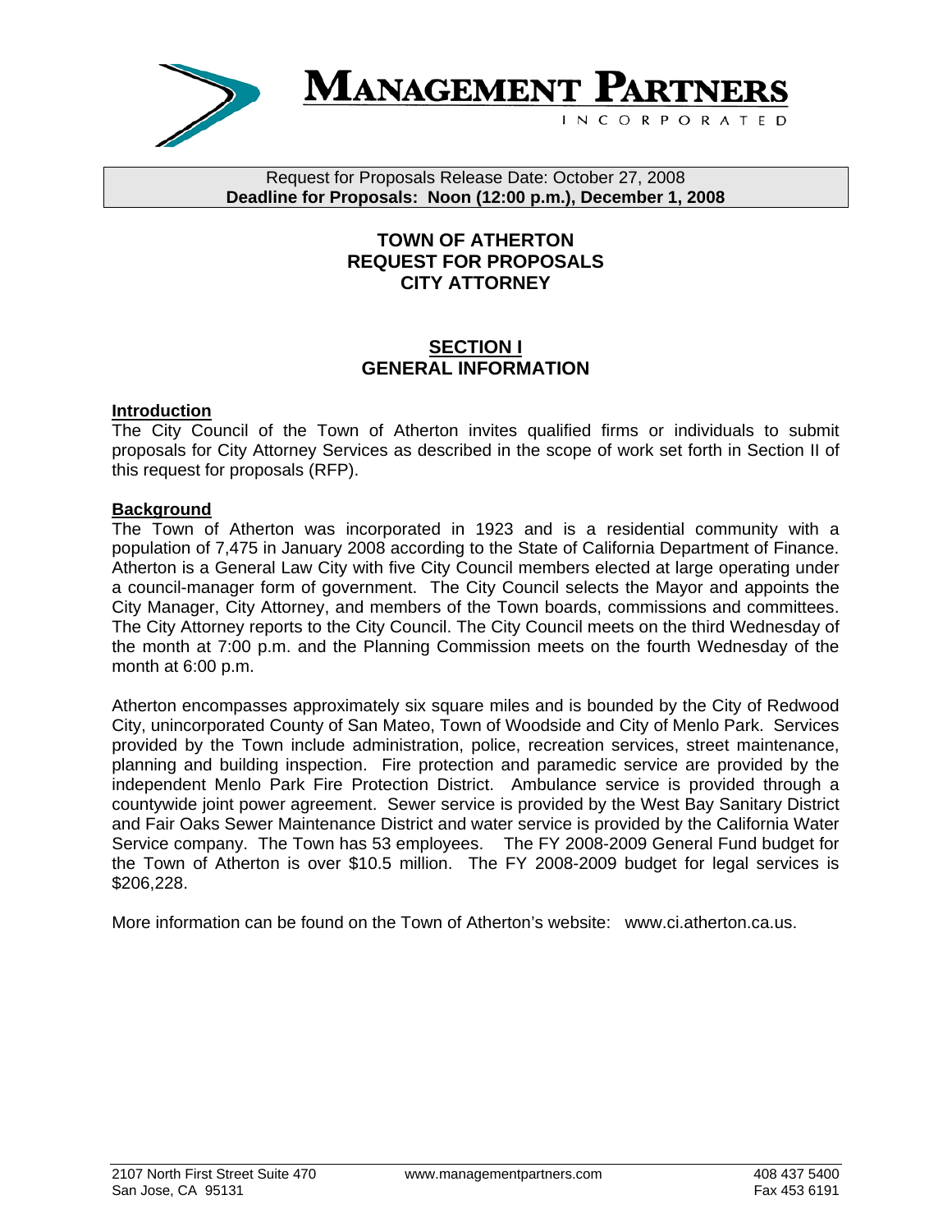**MANAGEMENT PARTNERS**
INCORPORATED

Request for Proposals Release Date: October 27, 2008
**Deadline for Proposals: Noon (12:00 p.m.), December 1, 2008**

# TOWN OF ATHERTON
# REQUEST FOR PROPOSALS
# CITY ATTORNEY

## SECTION I
## GENERAL INFORMATION

### Introduction

The City Council of the Town of Atherton invites qualified firms or individuals to submit proposals for City Attorney Services as described in the scope of work set forth in Section II of this request for proposals (RFP).

### Background

The Town of Atherton was incorporated in 1923 and is a residential community with a population of 7,475 in January 2008 according to the State of California Department of Finance. Atherton is a General Law City with five City Council members elected at large operating under a council-manager form of government. The City Council selects the Mayor and appoints the City Manager, City Attorney, and members of the Town boards, commissions and committees. The City Attorney reports to the City Council. The City Council meets on the third Wednesday of the month at 7:00 p.m. and the Planning Commission meets on the fourth Wednesday of the month at 6:00 p.m.

Atherton encompasses approximately six square miles and is bounded by the City of Redwood City, unincorporated County of San Mateo, Town of Woodside and City of Menlo Park. Services provided by the Town include administration, police, recreation services, street maintenance, planning and building inspection. Fire protection and paramedic service are provided by the independent Menlo Park Fire Protection District. Ambulance service is provided through a countywide joint power agreement. Sewer service is provided by the West Bay Sanitary District and Fair Oaks Sewer Maintenance District and water service is provided by the California Water Service company. The Town has 53 employees. The FY 2008-2009 General Fund budget for the Town of Atherton is over $10.5 million. The FY 2008-2009 budget for legal services is $206,228.

More information can be found on the Town of Atherton's website: www.ci.atherton.ca.us.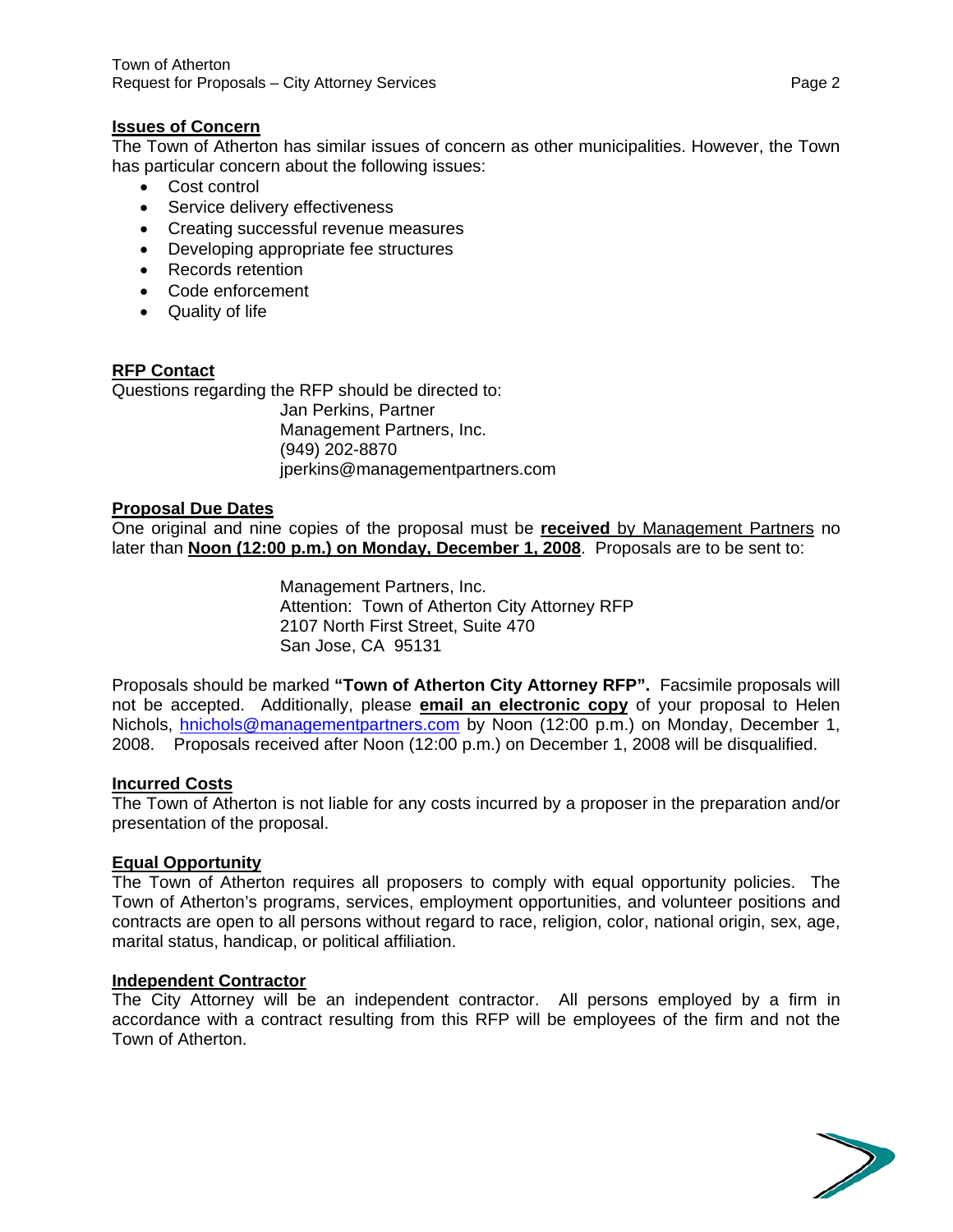## Issues of Concern

The Town of Atherton has similar issues of concern as other municipalities. However, the Town has particular concern about the following issues:

- Cost control
- Service delivery effectiveness
- Creating successful revenue measures
- Developing appropriate fee structures
- Records retention
- Code enforcement
- Quality of life

## RFP Contact

Questions regarding the RFP should be directed to:

Jan Perkins, Partner
Management Partners, Inc.
(949) 202-8870
jperkins@managementpartners.com

## Proposal Due Dates

One original and nine copies of the proposal must be **received** by Management Partners no later than **Noon (12:00 p.m.) on Monday, December 1, 2008**. Proposals are to be sent to:

Management Partners, Inc.
Attention: Town of Atherton City Attorney RFP
2107 North First Street, Suite 470
San Jose, CA 95131

Proposals should be marked **"Town of Atherton City Attorney RFP".** Facsimile proposals will not be accepted. Additionally, please **email an electronic copy** of your proposal to Helen Nichols, hnichols@managementpartners.com by Noon (12:00 p.m.) on Monday, December 1, 2008. Proposals received after Noon (12:00 p.m.) on December 1, 2008 will be disqualified.

## Incurred Costs

The Town of Atherton is not liable for any costs incurred by a proposer in the preparation and/or presentation of the proposal.

## Equal Opportunity

The Town of Atherton requires all proposers to comply with equal opportunity policies. The Town of Atherton's programs, services, employment opportunities, and volunteer positions and contracts are open to all persons without regard to race, religion, color, national origin, sex, age, marital status, handicap, or political affiliation.

## Independent Contractor

The City Attorney will be an independent contractor. All persons employed by a firm in accordance with a contract resulting from this RFP will be employees of the firm and not the Town of Atherton.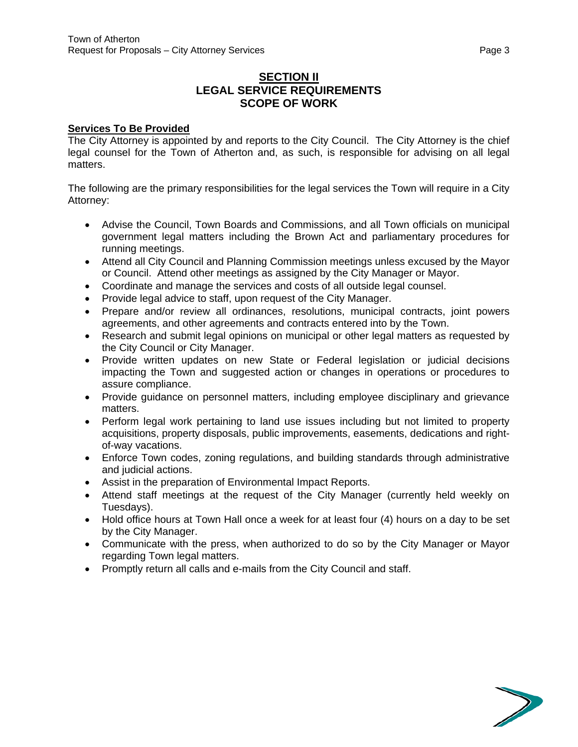## SECTION II
## LEGAL SERVICE REQUIREMENTS
## SCOPE OF WORK

**Services To Be Provided**

The City Attorney is appointed by and reports to the City Council. The City Attorney is the chief legal counsel for the Town of Atherton and, as such, is responsible for advising on all legal matters.

The following are the primary responsibilities for the legal services the Town will require in a City Attorney:

- Advise the Council, Town Boards and Commissions, and all Town officials on municipal government legal matters including the Brown Act and parliamentary procedures for running meetings.
- Attend all City Council and Planning Commission meetings unless excused by the Mayor or Council. Attend other meetings as assigned by the City Manager or Mayor.
- Coordinate and manage the services and costs of all outside legal counsel.
- Provide legal advice to staff, upon request of the City Manager.
- Prepare and/or review all ordinances, resolutions, municipal contracts, joint powers agreements, and other agreements and contracts entered into by the Town.
- Research and submit legal opinions on municipal or other legal matters as requested by the City Council or City Manager.
- Provide written updates on new State or Federal legislation or judicial decisions impacting the Town and suggested action or changes in operations or procedures to assure compliance.
- Provide guidance on personnel matters, including employee disciplinary and grievance matters.
- Perform legal work pertaining to land use issues including but not limited to property acquisitions, property disposals, public improvements, easements, dedications and right-of-way vacations.
- Enforce Town codes, zoning regulations, and building standards through administrative and judicial actions.
- Assist in the preparation of Environmental Impact Reports.
- Attend staff meetings at the request of the City Manager (currently held weekly on Tuesdays).
- Hold office hours at Town Hall once a week for at least four (4) hours on a day to be set by the City Manager.
- Communicate with the press, when authorized to do so by the City Manager or Mayor regarding Town legal matters.
- Promptly return all calls and e-mails from the City Council and staff.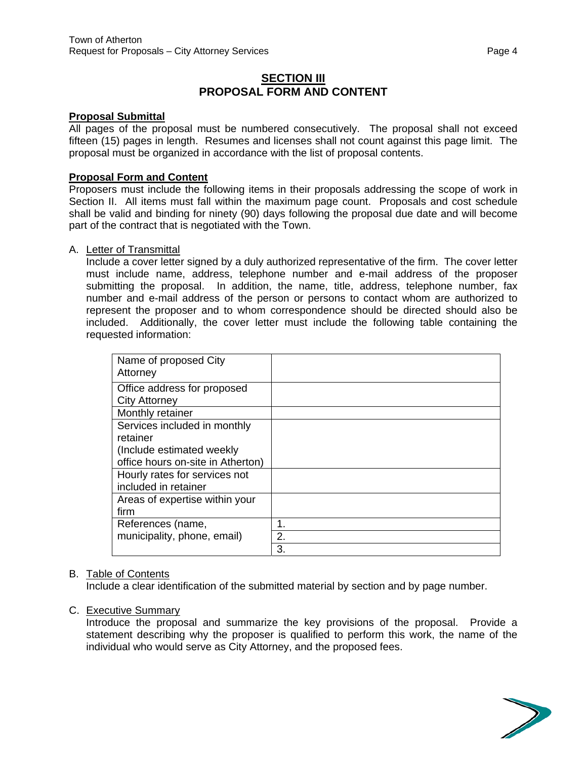## SECTION III
## PROPOSAL FORM AND CONTENT

**Proposal Submittal**

All pages of the proposal must be numbered consecutively. The proposal shall not exceed fifteen (15) pages in length. Resumes and licenses shall not count against this page limit. The proposal must be organized in accordance with the list of proposal contents.

**Proposal Form and Content**

Proposers must include the following items in their proposals addressing the scope of work in Section II. All items must fall within the maximum page count. Proposals and cost schedule shall be valid and binding for ninety (90) days following the proposal due date and will become part of the contract that is negotiated with the Town.

A. Letter of Transmittal

Include a cover letter signed by a duly authorized representative of the firm. The cover letter must include name, address, telephone number and e-mail address of the proposer submitting the proposal. In addition, the name, title, address, telephone number, fax number and e-mail address of the person or persons to contact whom are authorized to represent the proposer and to whom correspondence should be directed should also be included. Additionally, the cover letter must include the following table containing the requested information:

| | |
|---|---|
| Name of proposed City Attorney | |
| Office address for proposed City Attorney | |
| Monthly retainer | |
| Services included in monthly retainer (Include estimated weekly office hours on-site in Atherton) | |
| Hourly rates for services not included in retainer | |
| Areas of expertise within your firm | |
| References (name, municipality, phone, email) | 1. |
| | 2. |
| | 3. |

B. Table of Contents

Include a clear identification of the submitted material by section and by page number.

C. Executive Summary

Introduce the proposal and summarize the key provisions of the proposal. Provide a statement describing why the proposer is qualified to perform this work, the name of the individual who would serve as City Attorney, and the proposed fees.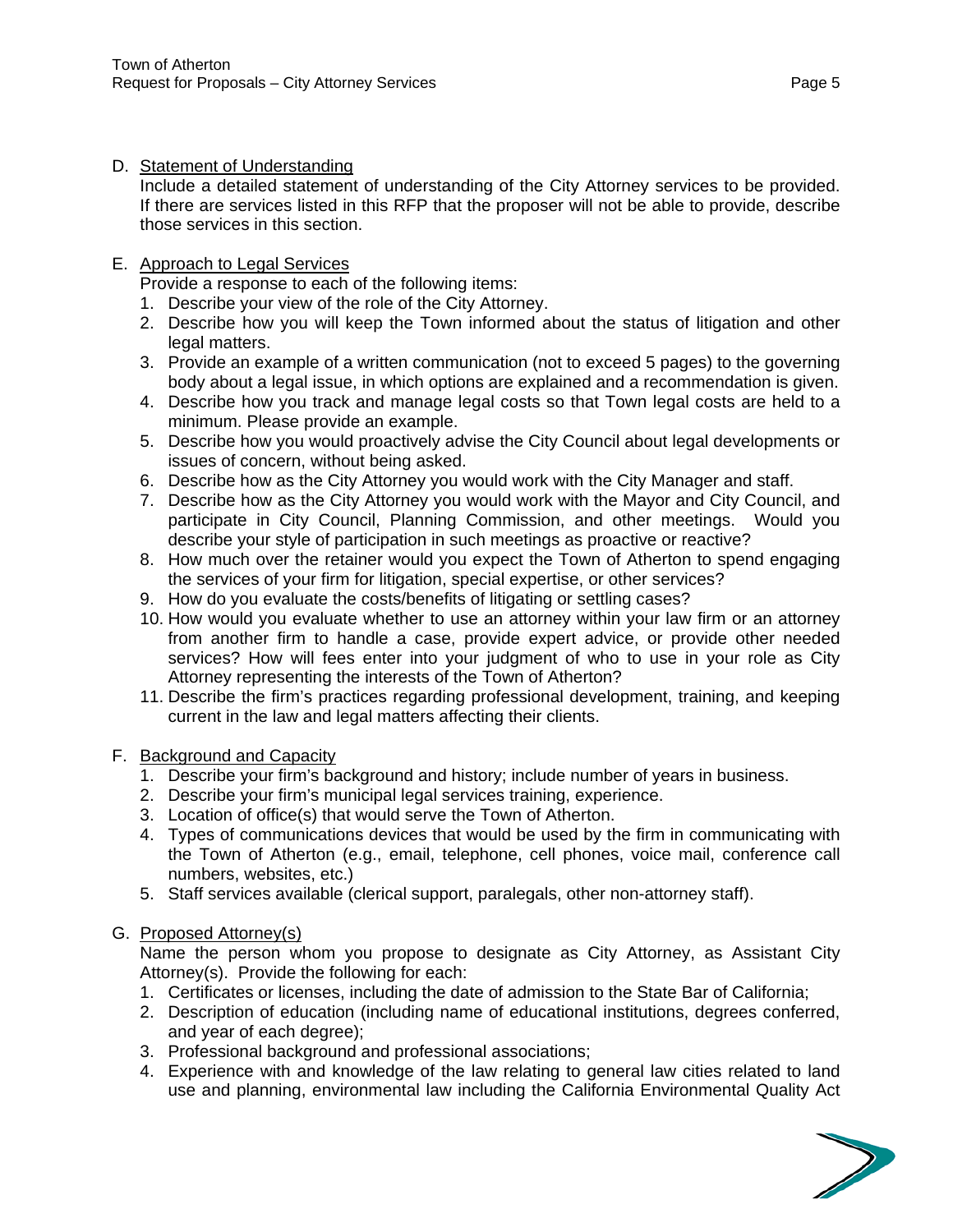D. Statement of Understanding

Include a detailed statement of understanding of the City Attorney services to be provided. If there are services listed in this RFP that the proposer will not be able to provide, describe those services in this section.

E. Approach to Legal Services

Provide a response to each of the following items:

1. Describe your view of the role of the City Attorney.
2. Describe how you will keep the Town informed about the status of litigation and other legal matters.
3. Provide an example of a written communication (not to exceed 5 pages) to the governing body about a legal issue, in which options are explained and a recommendation is given.
4. Describe how you track and manage legal costs so that Town legal costs are held to a minimum. Please provide an example.
5. Describe how you would proactively advise the City Council about legal developments or issues of concern, without being asked.
6. Describe how as the City Attorney you would work with the City Manager and staff.
7. Describe how as the City Attorney you would work with the Mayor and City Council, and participate in City Council, Planning Commission, and other meetings. Would you describe your style of participation in such meetings as proactive or reactive?
8. How much over the retainer would you expect the Town of Atherton to spend engaging the services of your firm for litigation, special expertise, or other services?
9. How do you evaluate the costs/benefits of litigating or settling cases?
10. How would you evaluate whether to use an attorney within your law firm or an attorney from another firm to handle a case, provide expert advice, or provide other needed services? How will fees enter into your judgment of who to use in your role as City Attorney representing the interests of the Town of Atherton?
11. Describe the firm's practices regarding professional development, training, and keeping current in the law and legal matters affecting their clients.

F. Background and Capacity

1. Describe your firm's background and history; include number of years in business.
2. Describe your firm's municipal legal services training, experience.
3. Location of office(s) that would serve the Town of Atherton.
4. Types of communications devices that would be used by the firm in communicating with the Town of Atherton (e.g., email, telephone, cell phones, voice mail, conference call numbers, websites, etc.)
5. Staff services available (clerical support, paralegals, other non-attorney staff).

G. Proposed Attorney(s)

Name the person whom you propose to designate as City Attorney, as Assistant City Attorney(s). Provide the following for each:

1. Certificates or licenses, including the date of admission to the State Bar of California;
2. Description of education (including name of educational institutions, degrees conferred, and year of each degree);
3. Professional background and professional associations;
4. Experience with and knowledge of the law relating to general law cities related to land use and planning, environmental law including the California Environmental Quality Act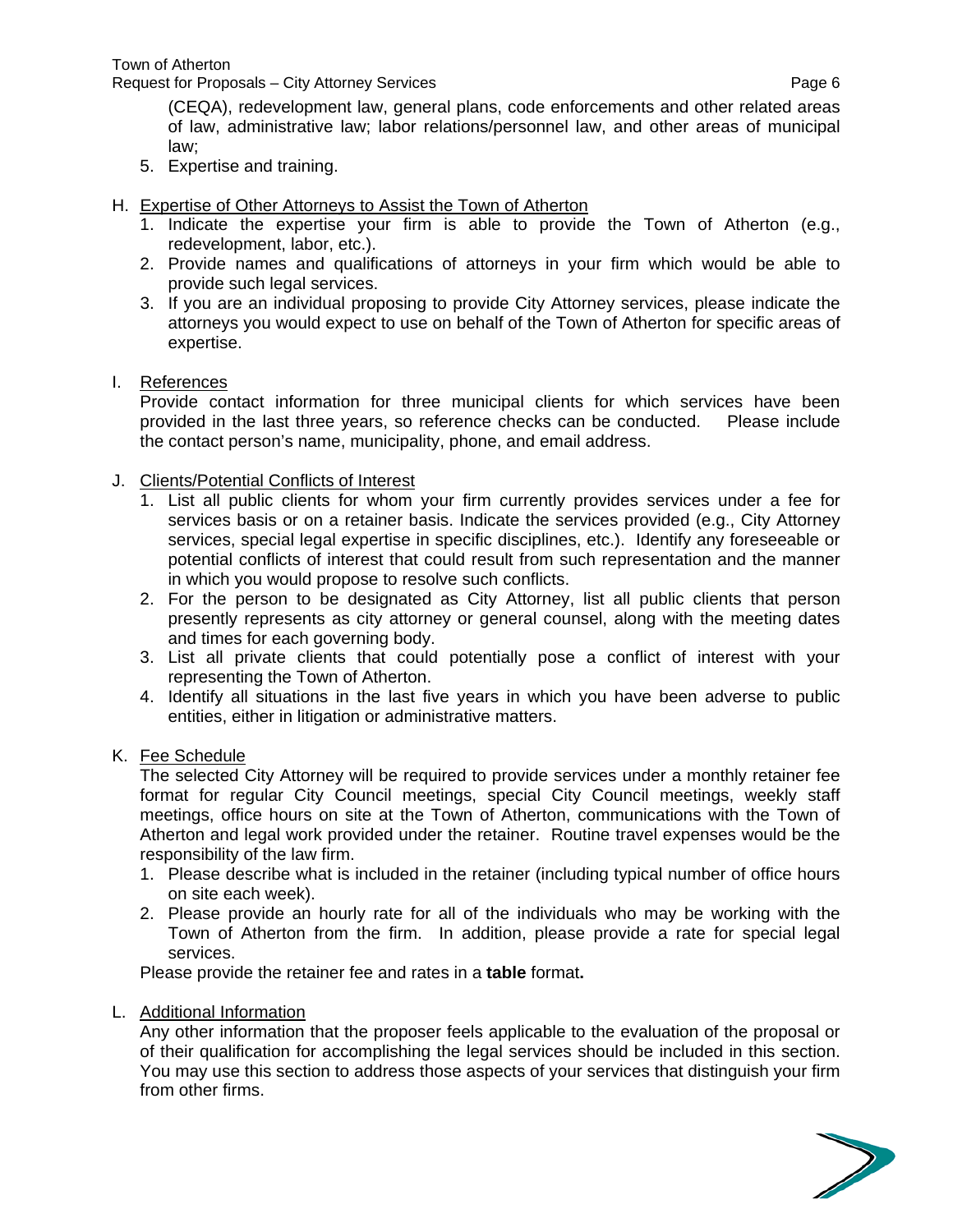(CEQA), redevelopment law, general plans, code enforcements and other related areas of law, administrative law; labor relations/personnel law, and other areas of municipal law;

5. Expertise and training.

H. <u>Expertise of Other Attorneys to Assist the Town of Atherton</u>

1. Indicate the expertise your firm is able to provide the Town of Atherton (e.g., redevelopment, labor, etc.).
2. Provide names and qualifications of attorneys in your firm which would be able to provide such legal services.
3. If you are an individual proposing to provide City Attorney services, please indicate the attorneys you would expect to use on behalf of the Town of Atherton for specific areas of expertise.

I. <u>References</u>

Provide contact information for three municipal clients for which services have been provided in the last three years, so reference checks can be conducted. Please include the contact person's name, municipality, phone, and email address.

J. <u>Clients/Potential Conflicts of Interest</u>

1. List all public clients for whom your firm currently provides services under a fee for services basis or on a retainer basis. Indicate the services provided (e.g., City Attorney services, special legal expertise in specific disciplines, etc.). Identify any foreseeable or potential conflicts of interest that could result from such representation and the manner in which you would propose to resolve such conflicts.
2. For the person to be designated as City Attorney, list all public clients that person presently represents as city attorney or general counsel, along with the meeting dates and times for each governing body.
3. List all private clients that could potentially pose a conflict of interest with your representing the Town of Atherton.
4. Identify all situations in the last five years in which you have been adverse to public entities, either in litigation or administrative matters.

K. <u>Fee Schedule</u>

The selected City Attorney will be required to provide services under a monthly retainer fee format for regular City Council meetings, special City Council meetings, weekly staff meetings, office hours on site at the Town of Atherton, communications with the Town of Atherton and legal work provided under the retainer. Routine travel expenses would be the responsibility of the law firm.

1. Please describe what is included in the retainer (including typical number of office hours on site each week).
2. Please provide an hourly rate for all of the individuals who may be working with the Town of Atherton from the firm. In addition, please provide a rate for special legal services.

Please provide the retainer fee and rates in a **table** format**.**

L. <u>Additional Information</u>

Any other information that the proposer feels applicable to the evaluation of the proposal or of their qualification for accomplishing the legal services should be included in this section. You may use this section to address those aspects of your services that distinguish your firm from other firms.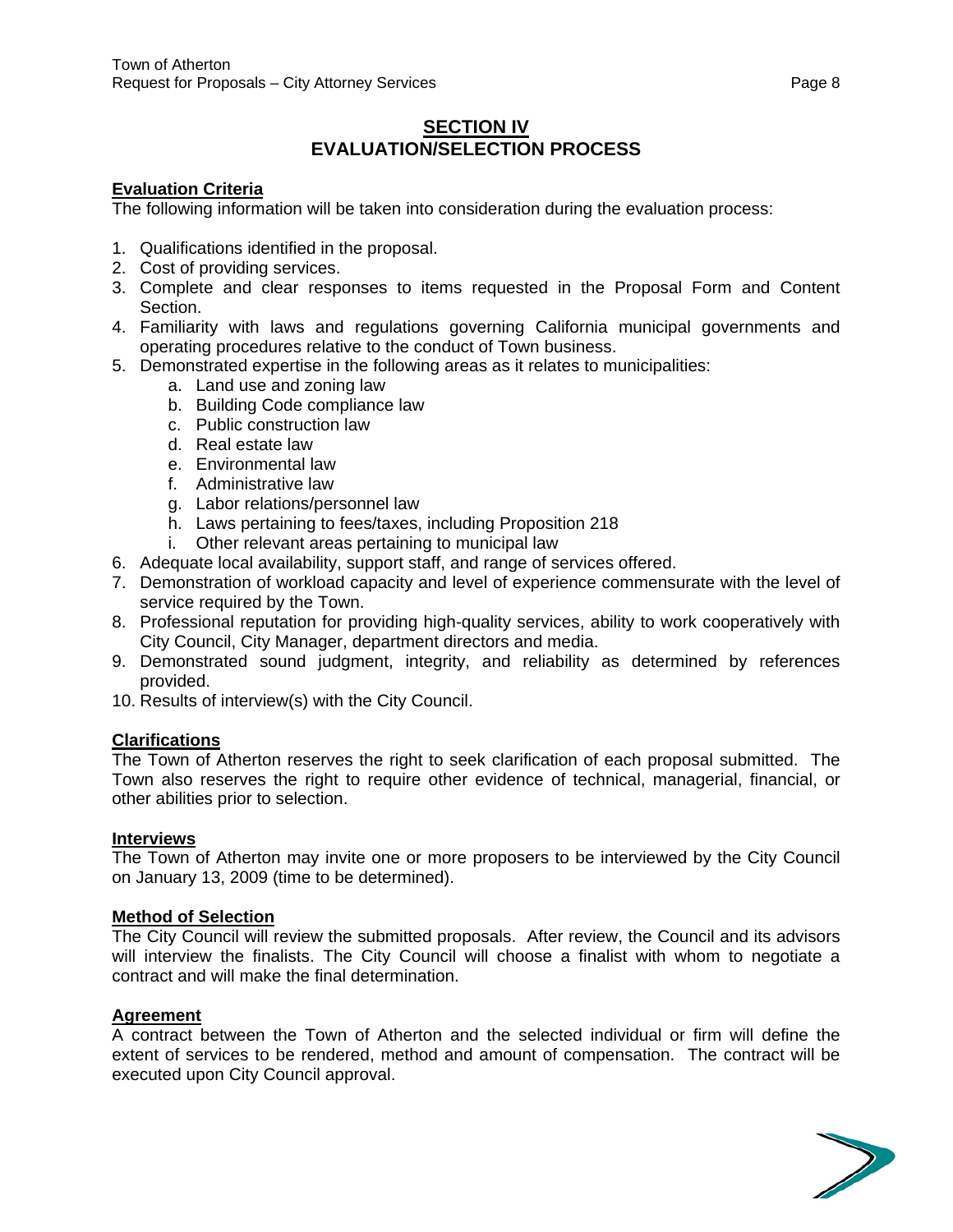## SECTION IV
## EVALUATION/SELECTION PROCESS

### Evaluation Criteria

The following information will be taken into consideration during the evaluation process:

1. Qualifications identified in the proposal.
2. Cost of providing services.
3. Complete and clear responses to items requested in the Proposal Form and Content Section.
4. Familiarity with laws and regulations governing California municipal governments and operating procedures relative to the conduct of Town business.
5. Demonstrated expertise in the following areas as it relates to municipalities:
   a. Land use and zoning law
   b. Building Code compliance law
   c. Public construction law
   d. Real estate law
   e. Environmental law
   f. Administrative law
   g. Labor relations/personnel law
   h. Laws pertaining to fees/taxes, including Proposition 218
   i. Other relevant areas pertaining to municipal law
6. Adequate local availability, support staff, and range of services offered.
7. Demonstration of workload capacity and level of experience commensurate with the level of service required by the Town.
8. Professional reputation for providing high-quality services, ability to work cooperatively with City Council, City Manager, department directors and media.
9. Demonstrated sound judgment, integrity, and reliability as determined by references provided.
10. Results of interview(s) with the City Council.

### Clarifications

The Town of Atherton reserves the right to seek clarification of each proposal submitted. The Town also reserves the right to require other evidence of technical, managerial, financial, or other abilities prior to selection.

### Interviews

The Town of Atherton may invite one or more proposers to be interviewed by the City Council on January 13, 2009 (time to be determined).

### Method of Selection

The City Council will review the submitted proposals. After review, the Council and its advisors will interview the finalists. The City Council will choose a finalist with whom to negotiate a contract and will make the final determination.

### Agreement

A contract between the Town of Atherton and the selected individual or firm will define the extent of services to be rendered, method and amount of compensation. The contract will be executed upon City Council approval.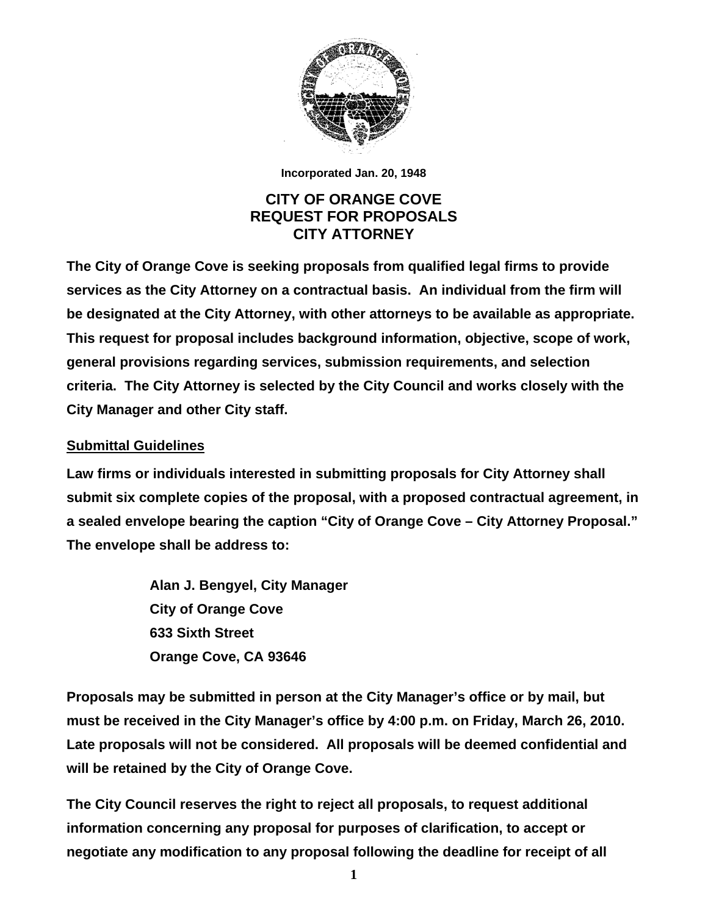Incorporated Jan. 20, 1948

# CITY OF ORANGE COVE
# REQUEST FOR PROPOSALS
# CITY ATTORNEY

**The City of Orange Cove is seeking proposals from qualified legal firms to provide services as the City Attorney on a contractual basis. An individual from the firm will be designated at the City Attorney, with other attorneys to be available as appropriate. This request for proposal includes background information, objective, scope of work, general provisions regarding services, submission requirements, and selection criteria. The City Attorney is selected by the City Council and works closely with the City Manager and other City staff.**

## Submittal Guidelines

**Law firms or individuals interested in submitting proposals for City Attorney shall submit six complete copies of the proposal, with a proposed contractual agreement, in a sealed envelope bearing the caption "City of Orange Cove – City Attorney Proposal." The envelope shall be address to:**

**Alan J. Bengyel, City Manager**
**City of Orange Cove**
**633 Sixth Street**
**Orange Cove, CA 93646**

**Proposals may be submitted in person at the City Manager's office or by mail, but must be received in the City Manager's office by 4:00 p.m. on Friday, March 26, 2010. Late proposals will not be considered. All proposals will be deemed confidential and will be retained by the City of Orange Cove.**

**The City Council reserves the right to reject all proposals, to request additional information concerning any proposal for purposes of clarification, to accept or negotiate any modification to any proposal following the deadline for receipt of all**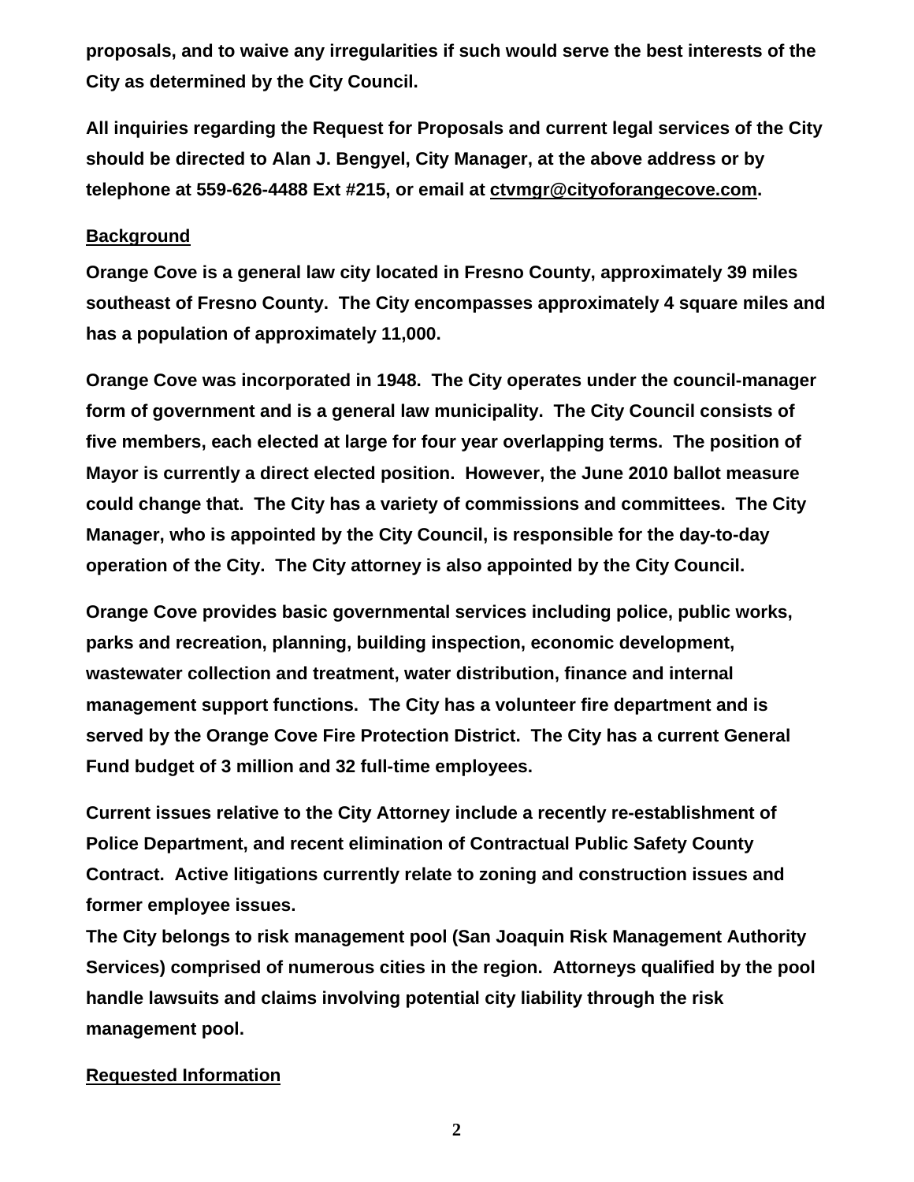**proposals, and to waive any irregularities if such would serve the best interests of the City as determined by the City Council.**

**All inquiries regarding the Request for Proposals and current legal services of the City should be directed to Alan J. Bengyel, City Manager, at the above address or by telephone at 559-626-4488 Ext #215, or email at ctvmgr@cityoforangecove.com.**

## **Background**

**Orange Cove is a general law city located in Fresno County, approximately 39 miles southeast of Fresno County. The City encompasses approximately 4 square miles and has a population of approximately 11,000.**

**Orange Cove was incorporated in 1948. The City operates under the council-manager form of government and is a general law municipality. The City Council consists of five members, each elected at large for four year overlapping terms. The position of Mayor is currently a direct elected position. However, the June 2010 ballot measure could change that. The City has a variety of commissions and committees. The City Manager, who is appointed by the City Council, is responsible for the day-to-day operation of the City. The City attorney is also appointed by the City Council.**

**Orange Cove provides basic governmental services including police, public works, parks and recreation, planning, building inspection, economic development, wastewater collection and treatment, water distribution, finance and internal management support functions. The City has a volunteer fire department and is served by the Orange Cove Fire Protection District. The City has a current General Fund budget of 3 million and 32 full-time employees.**

**Current issues relative to the City Attorney include a recently re-establishment of Police Department, and recent elimination of Contractual Public Safety County Contract. Active litigations currently relate to zoning and construction issues and former employee issues.**

**The City belongs to risk management pool (San Joaquin Risk Management Authority Services) comprised of numerous cities in the region. Attorneys qualified by the pool handle lawsuits and claims involving potential city liability through the risk management pool.**

## **Requested Information**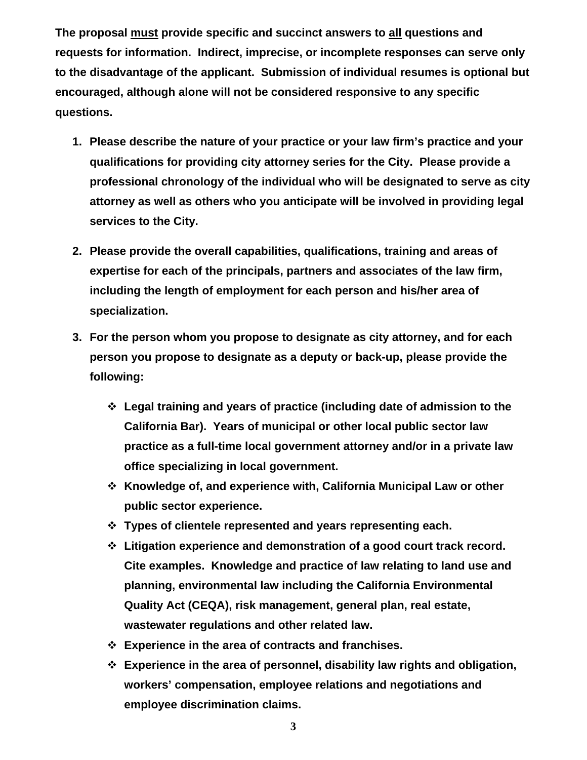**The proposal <u>must</u> provide specific and succinct answers to <u>all</u> questions and requests for information. Indirect, imprecise, or incomplete responses can serve only to the disadvantage of the applicant. Submission of individual resumes is optional but encouraged, although alone will not be considered responsive to any specific questions.**

1. **Please describe the nature of your practice or your law firm's practice and your qualifications for providing city attorney series for the City. Please provide a professional chronology of the individual who will be designated to serve as city attorney as well as others who you anticipate will be involved in providing legal services to the City.**

2. **Please provide the overall capabilities, qualifications, training and areas of expertise for each of the principals, partners and associates of the law firm, including the length of employment for each person and his/her area of specialization.**

3. **For the person whom you propose to designate as city attorney, and for each person you propose to designate as a deputy or back-up, please provide the following:**

    - **Legal training and years of practice (including date of admission to the California Bar). Years of municipal or other local public sector law practice as a full-time local government attorney and/or in a private law office specializing in local government.**
    - **Knowledge of, and experience with, California Municipal Law or other public sector experience.**
    - **Types of clientele represented and years representing each.**
    - **Litigation experience and demonstration of a good court track record. Cite examples. Knowledge and practice of law relating to land use and planning, environmental law including the California Environmental Quality Act (CEQA), risk management, general plan, real estate, wastewater regulations and other related law.**
    - **Experience in the area of contracts and franchises.**
    - **Experience in the area of personnel, disability law rights and obligation, workers' compensation, employee relations and negotiations and employee discrimination claims.**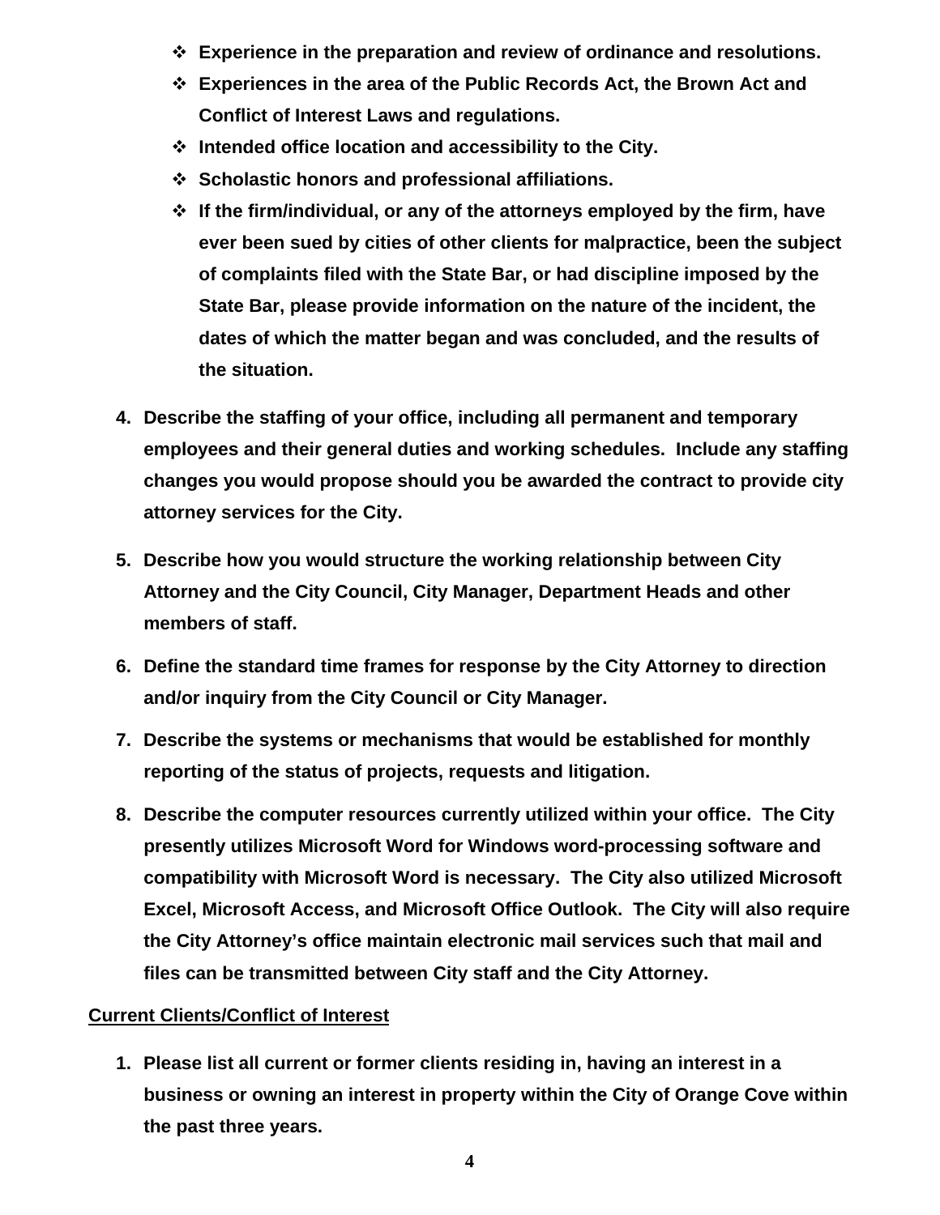- **Experience in the preparation and review of ordinance and resolutions.**
- **Experiences in the area of the Public Records Act, the Brown Act and Conflict of Interest Laws and regulations.**
- **Intended office location and accessibility to the City.**
- **Scholastic honors and professional affiliations.**
- **If the firm/individual, or any of the attorneys employed by the firm, have ever been sued by cities of other clients for malpractice, been the subject of complaints filed with the State Bar, or had discipline imposed by the State Bar, please provide information on the nature of the incident, the dates of which the matter began and was concluded, and the results of the situation.**

4. **Describe the staffing of your office, including all permanent and temporary employees and their general duties and working schedules. Include any staffing changes you would propose should you be awarded the contract to provide city attorney services for the City.**
5. **Describe how you would structure the working relationship between City Attorney and the City Council, City Manager, Department Heads and other members of staff.**
6. **Define the standard time frames for response by the City Attorney to direction and/or inquiry from the City Council or City Manager.**
7. **Describe the systems or mechanisms that would be established for monthly reporting of the status of projects, requests and litigation.**
8. **Describe the computer resources currently utilized within your office. The City presently utilizes Microsoft Word for Windows word-processing software and compatibility with Microsoft Word is necessary. The City also utilized Microsoft Excel, Microsoft Access, and Microsoft Office Outlook. The City will also require the City Attorney's office maintain electronic mail services such that mail and files can be transmitted between City staff and the City Attorney.**

**<u>Current Clients/Conflict of Interest</u>**

1. **Please list all current or former clients residing in, having an interest in a business or owning an interest in property within the City of Orange Cove within the past three years.**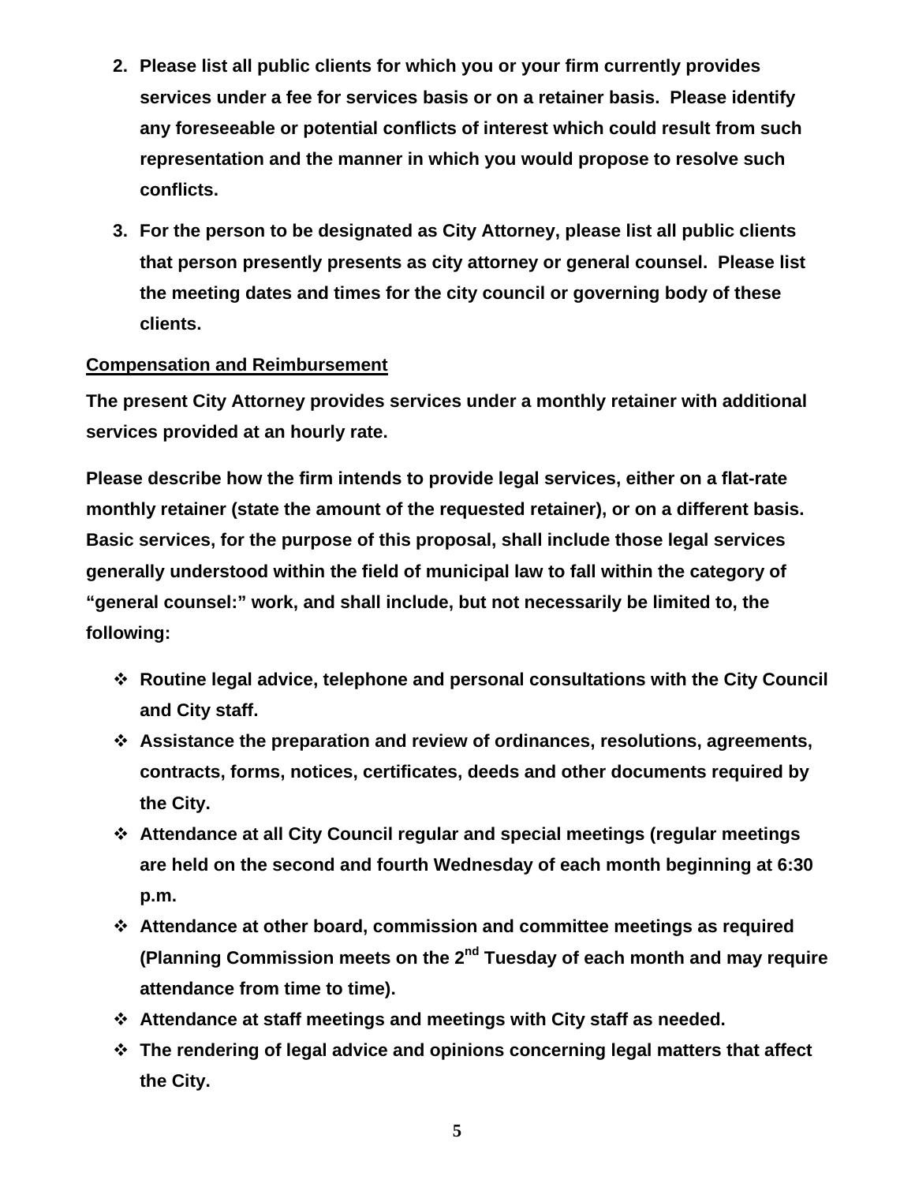2. **Please list all public clients for which you or your firm currently provides services under a fee for services basis or on a retainer basis. Please identify any foreseeable or potential conflicts of interest which could result from such representation and the manner in which you would propose to resolve such conflicts.**
3. **For the person to be designated as City Attorney, please list all public clients that person presently presents as city attorney or general counsel. Please list the meeting dates and times for the city council or governing body of these clients.**

**Compensation and Reimbursement**

**The present City Attorney provides services under a monthly retainer with additional services provided at an hourly rate.**

**Please describe how the firm intends to provide legal services, either on a flat-rate monthly retainer (state the amount of the requested retainer), or on a different basis. Basic services, for the purpose of this proposal, shall include those legal services generally understood within the field of municipal law to fall within the category of "general counsel:" work, and shall include, but not necessarily be limited to, the following:**

- **Routine legal advice, telephone and personal consultations with the City Council and City staff.**
- **Assistance the preparation and review of ordinances, resolutions, agreements, contracts, forms, notices, certificates, deeds and other documents required by the City.**
- **Attendance at all City Council regular and special meetings (regular meetings are held on the second and fourth Wednesday of each month beginning at 6:30 p.m.**
- **Attendance at other board, commission and committee meetings as required (Planning Commission meets on the 2nd Tuesday of each month and may require attendance from time to time).**
- **Attendance at staff meetings and meetings with City staff as needed.**
- **The rendering of legal advice and opinions concerning legal matters that affect the City.**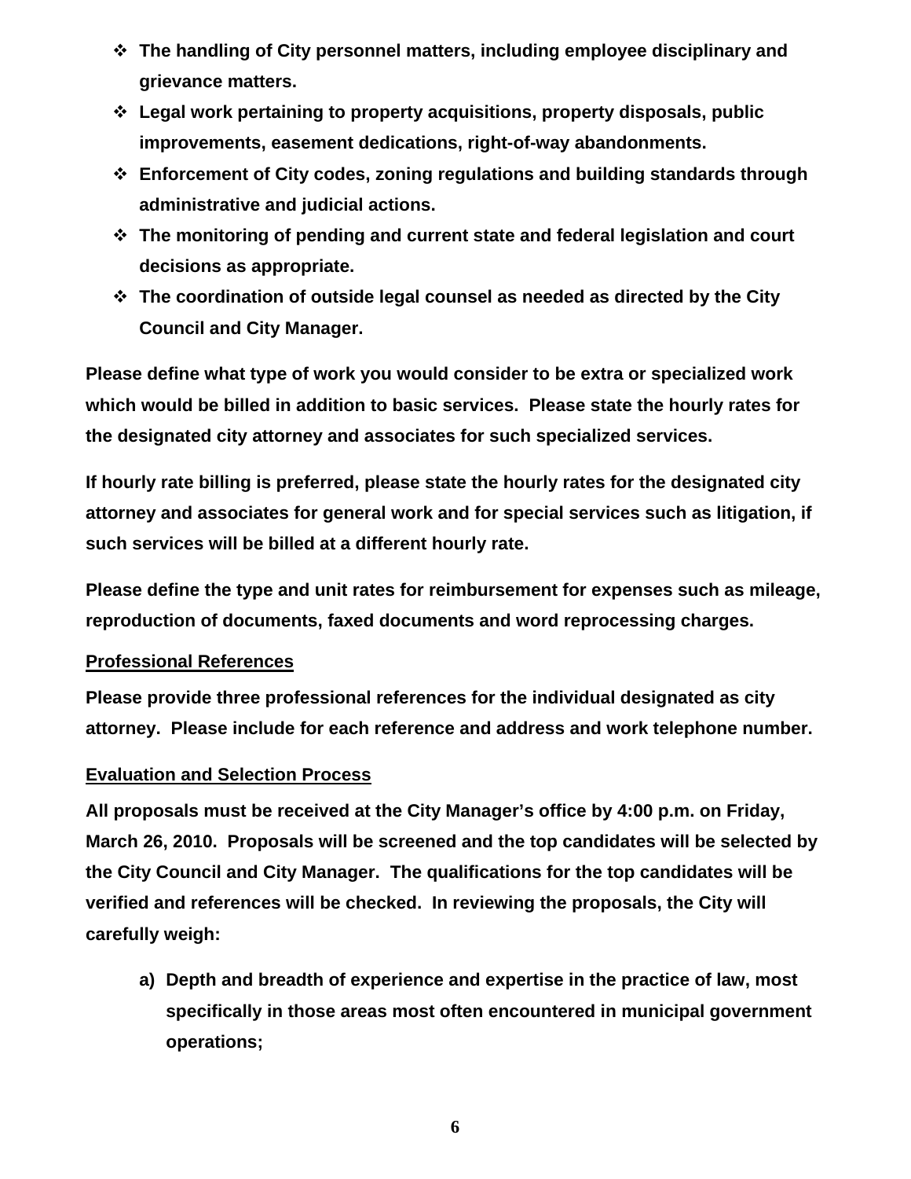- **The handling of City personnel matters, including employee disciplinary and grievance matters.**
- **Legal work pertaining to property acquisitions, property disposals, public improvements, easement dedications, right-of-way abandonments.**
- **Enforcement of City codes, zoning regulations and building standards through administrative and judicial actions.**
- **The monitoring of pending and current state and federal legislation and court decisions as appropriate.**
- **The coordination of outside legal counsel as needed as directed by the City Council and City Manager.**

**Please define what type of work you would consider to be extra or specialized work which would be billed in addition to basic services. Please state the hourly rates for the designated city attorney and associates for such specialized services.**

**If hourly rate billing is preferred, please state the hourly rates for the designated city attorney and associates for general work and for special services such as litigation, if such services will be billed at a different hourly rate.**

**Please define the type and unit rates for reimbursement for expenses such as mileage, reproduction of documents, faxed documents and word reprocessing charges.**

**<u>Professional References</u>**

**Please provide three professional references for the individual designated as city attorney. Please include for each reference and address and work telephone number.**

**<u>Evaluation and Selection Process</u>**

**All proposals must be received at the City Manager's office by 4:00 p.m. on Friday, March 26, 2010. Proposals will be screened and the top candidates will be selected by the City Council and City Manager. The qualifications for the top candidates will be verified and references will be checked. In reviewing the proposals, the City will carefully weigh:**

a) **Depth and breadth of experience and expertise in the practice of law, most specifically in those areas most often encountered in municipal government operations;**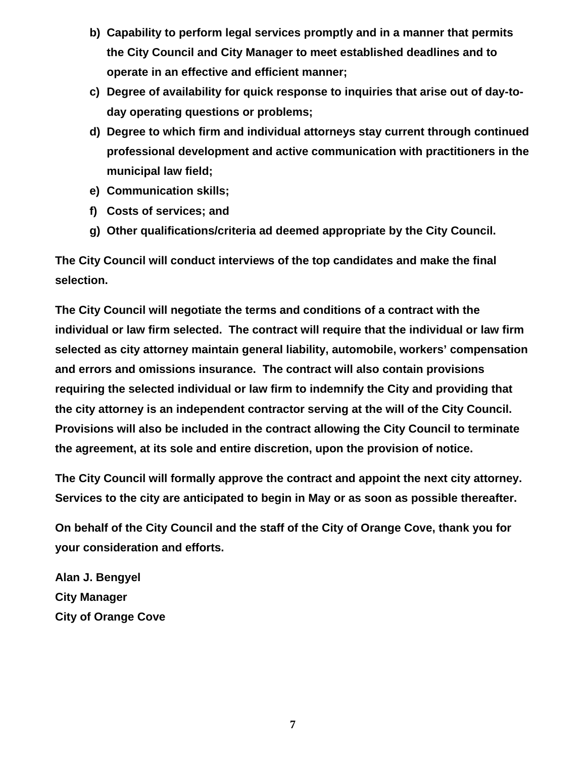b) **Capability to perform legal services promptly and in a manner that permits the City Council and City Manager to meet established deadlines and to operate in an effective and efficient manner;**
c) **Degree of availability for quick response to inquiries that arise out of day-to-day operating questions or problems;**
d) **Degree to which firm and individual attorneys stay current through continued professional development and active communication with practitioners in the municipal law field;**
e) **Communication skills;**
f) **Costs of services; and**
g) **Other qualifications/criteria ad deemed appropriate by the City Council.**

**The City Council will conduct interviews of the top candidates and make the final selection.**

**The City Council will negotiate the terms and conditions of a contract with the individual or law firm selected. The contract will require that the individual or law firm selected as city attorney maintain general liability, automobile, workers' compensation and errors and omissions insurance. The contract will also contain provisions requiring the selected individual or law firm to indemnify the City and providing that the city attorney is an independent contractor serving at the will of the City Council. Provisions will also be included in the contract allowing the City Council to terminate the agreement, at its sole and entire discretion, upon the provision of notice.**

**The City Council will formally approve the contract and appoint the next city attorney. Services to the city are anticipated to begin in May or as soon as possible thereafter.**

**On behalf of the City Council and the staff of the City of Orange Cove, thank you for your consideration and efforts.**

**Alan J. Bengyel**
**City Manager**
**City of Orange Cove**